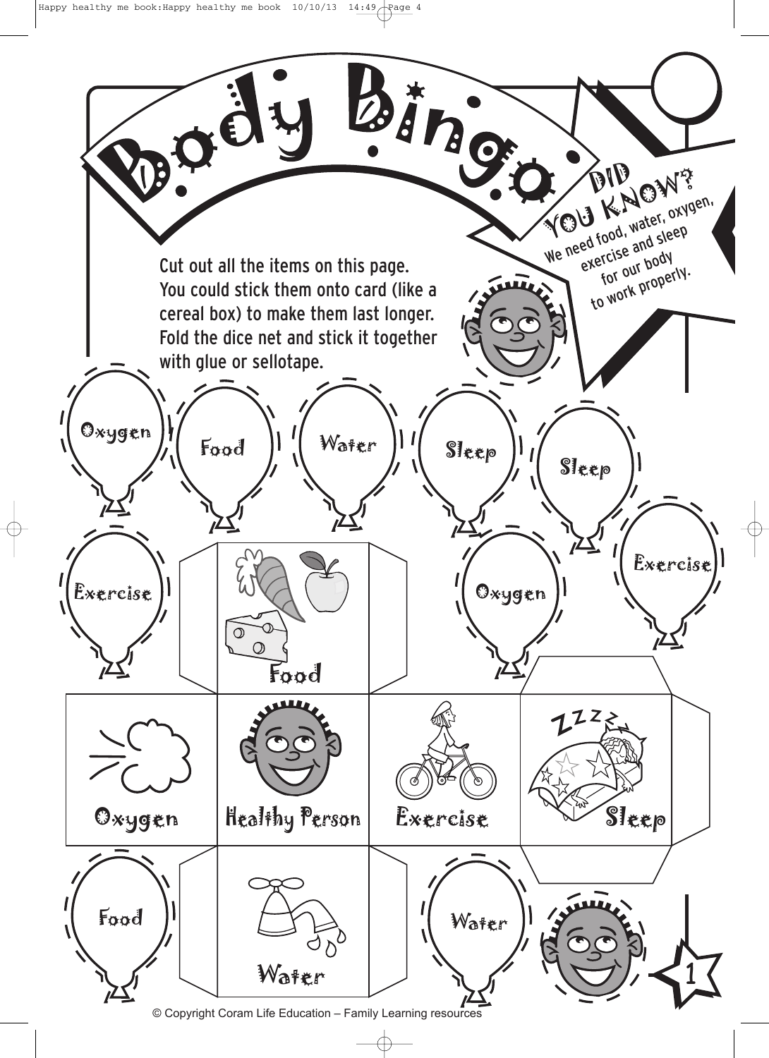# Body Bingo

**DID YOU KNOW?** We need food, water, oxygen, exercise and sleep for our body to work properly.

Cut out all the items on this page. You could stick them onto card (like a cereal box) to make them last longer. Fold the dice net and stick it together with glue or sellotape.

Oxygen

Food

Water

Sleep

Sleep

Exercise

Food

Oxygen

Exercise

Oxygen

Healthy Person

Exercise

Sleep

Food

Water

Water

© Copyright Coram Life Education – Family Learning resources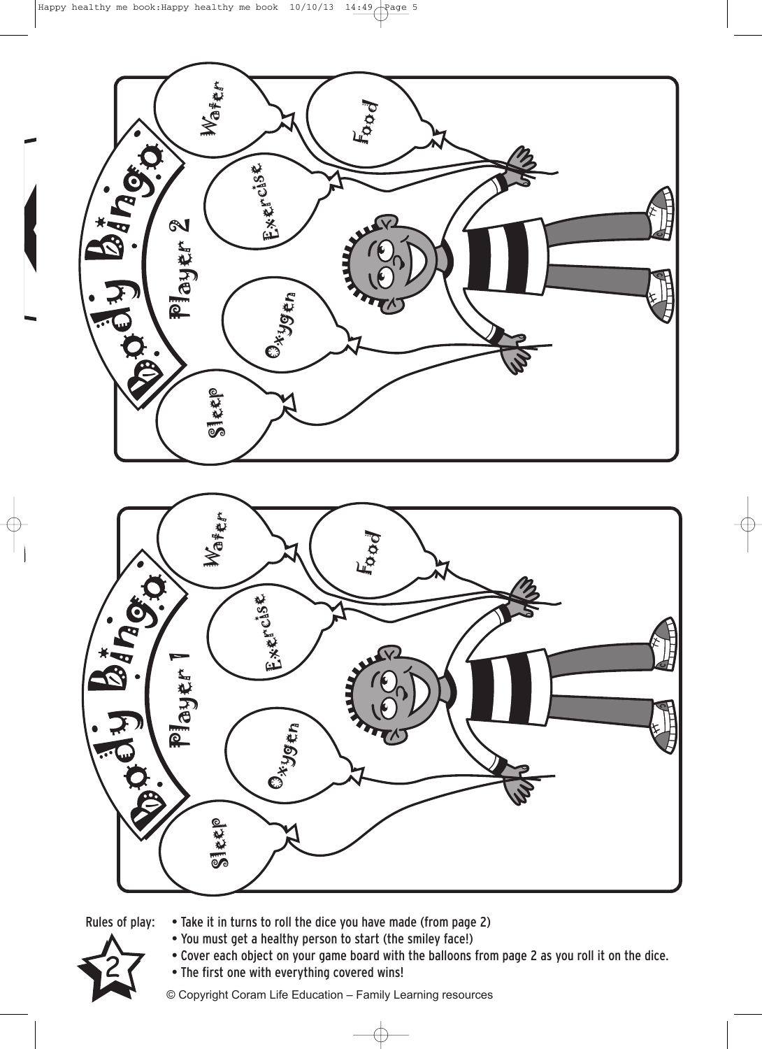# Body Bingo

## Player 2

Water

Food

Exercise

Oxygen

Sleep

# Body Bingo

## Player 1

Water

Food

Exercise

Oxygen

Sleep

Rules of play:

- Take it in turns to roll the dice you have made (from page 2)
- You must get a healthy person to start (the smiley face!)
- Cover each object on your game board with the balloons from page 2 as you roll it on the dice.
- The first one with everything covered wins!

© Copyright Coram Life Education – Family Learning resources